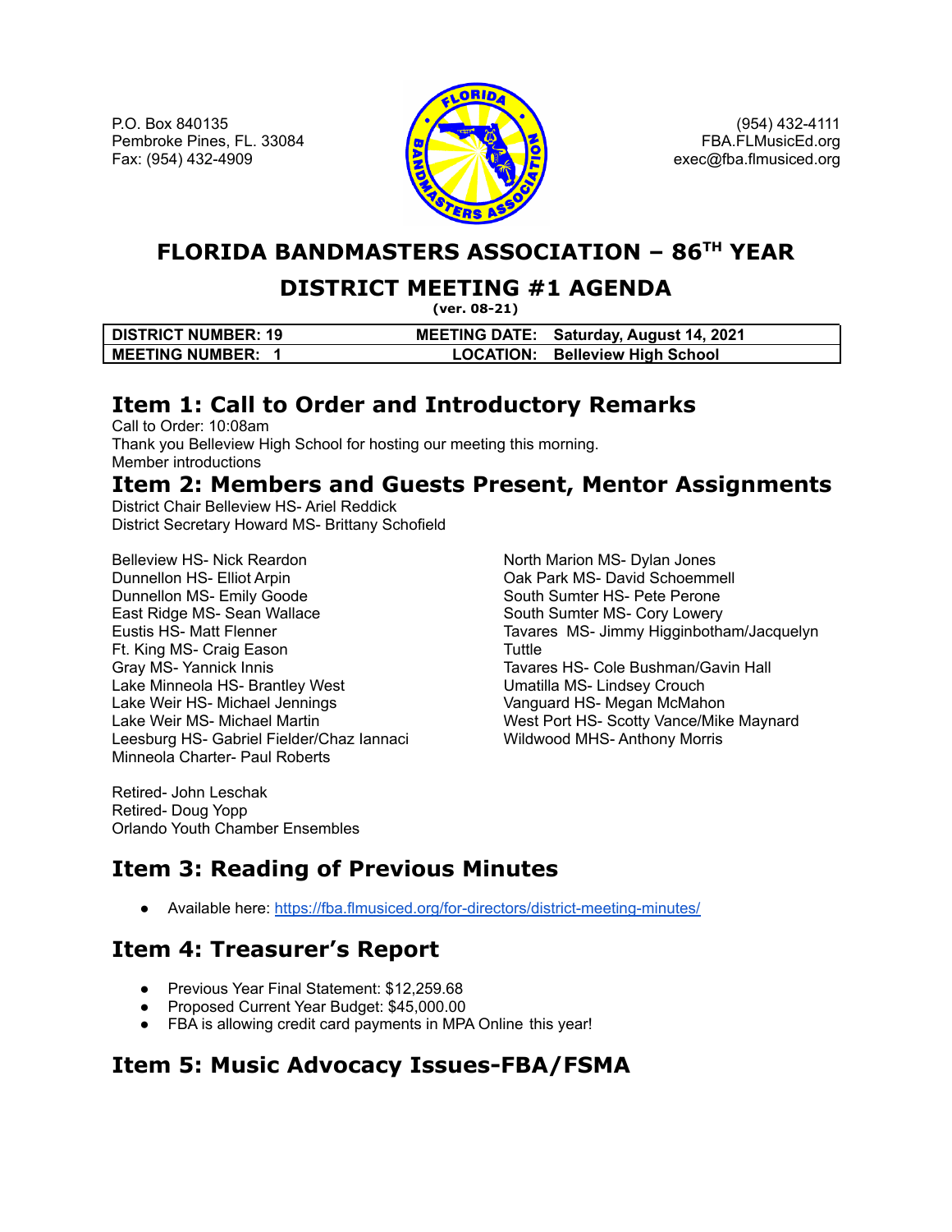P.O. Box 840135
Pembroke Pines, FL. 33084
Fax: (954) 432-4909

(954) 432-4111
FBA.FLMusicEd.org
exec@fba.flmusiced.org

# FLORIDA BANDMASTERS ASSOCIATION – 86TH YEAR

## DISTRICT MEETING #1 AGENDA

**(ver. 08-21)**

| DISTRICT NUMBER: 19 | MEETING DATE: Saturday, August 14, 2021 |
|---|---|
| MEETING NUMBER: 1 | LOCATION: Belleview High School |

## Item 1: Call to Order and Introductory Remarks

Call to Order: 10:08am
Thank you Belleview High School for hosting our meeting this morning.
Member introductions

## Item 2: Members and Guests Present, Mentor Assignments

District Chair Belleview HS- Ariel Reddick
District Secretary Howard MS- Brittany Schofield

Belleview HS- Nick Reardon
Dunnellon HS- Elliot Arpin
Dunnellon MS- Emily Goode
East Ridge MS- Sean Wallace
Eustis HS- Matt Flenner
Ft. King MS- Craig Eason
Gray MS- Yannick Innis
Lake Minneola HS- Brantley West
Lake Weir HS- Michael Jennings
Lake Weir MS- Michael Martin
Leesburg HS- Gabriel Fielder/Chaz Iannaci
Minneola Charter- Paul Roberts
North Marion MS- Dylan Jones
Oak Park MS- David Schoemmell
South Sumter HS- Pete Perone
South Sumter MS- Cory Lowery
Tavares MS- Jimmy Higginbotham/Jacquelyn Tuttle
Tavares HS- Cole Bushman/Gavin Hall
Umatilla MS- Lindsey Crouch
Vanguard HS- Megan McMahon
West Port HS- Scotty Vance/Mike Maynard
Wildwood MHS- Anthony Morris

Retired- John Leschak
Retired- Doug Yopp
Orlando Youth Chamber Ensembles

## Item 3: Reading of Previous Minutes

- Available here: https://fba.flmusiced.org/for-directors/district-meeting-minutes/

## Item 4: Treasurer's Report

- Previous Year Final Statement: $12,259.68
- Proposed Current Year Budget: $45,000.00
- FBA is allowing credit card payments in MPA Online this year!

## Item 5: Music Advocacy Issues-FBA/FSMA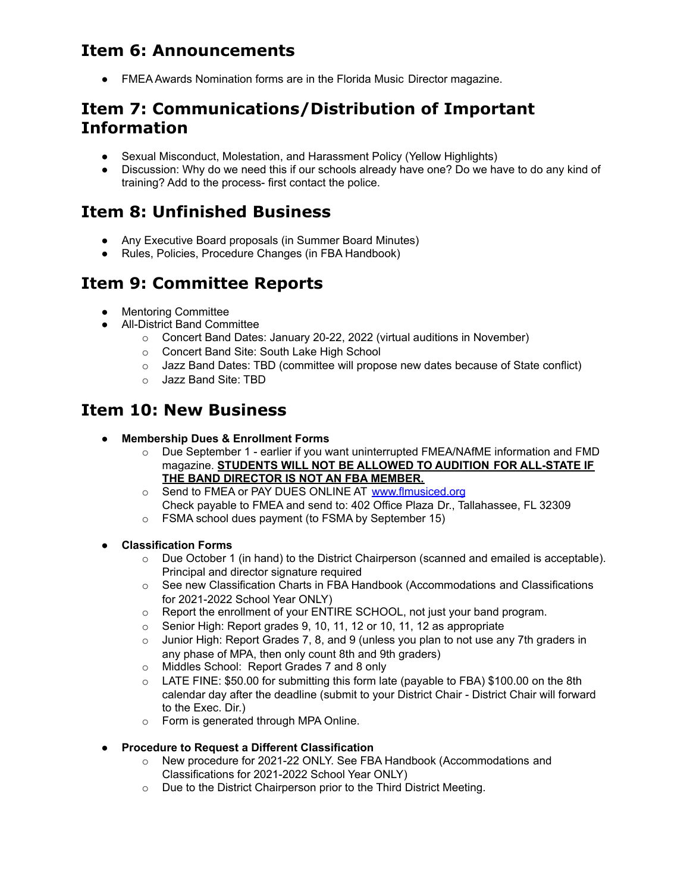## Item 6: Announcements

- FMEA Awards Nomination forms are in the Florida Music Director magazine.

## Item 7: Communications/Distribution of Important Information

- Sexual Misconduct, Molestation, and Harassment Policy (Yellow Highlights)
- Discussion: Why do we need this if our schools already have one? Do we have to do any kind of training? Add to the process- first contact the police.

## Item 8: Unfinished Business

- Any Executive Board proposals (in Summer Board Minutes)
- Rules, Policies, Procedure Changes (in FBA Handbook)

## Item 9: Committee Reports

- Mentoring Committee
- All-District Band Committee
  - Concert Band Dates: January 20-22, 2022 (virtual auditions in November)
  - Concert Band Site: South Lake High School
  - Jazz Band Dates: TBD (committee will propose new dates because of State conflict)
  - Jazz Band Site: TBD

## Item 10: New Business

- **Membership Dues & Enrollment Forms**
  - Due September 1 - earlier if you want uninterrupted FMEA/NAfME information and FMD magazine. **<u>STUDENTS WILL NOT BE ALLOWED TO AUDITION FOR ALL-STATE IF THE BAND DIRECTOR IS NOT AN FBA MEMBER.</u>**
  - Send to FMEA or PAY DUES ONLINE AT [www.flmusiced.org](http://www.flmusiced.org)
    Check payable to FMEA and send to: 402 Office Plaza Dr., Tallahassee, FL 32309
  - FSMA school dues payment (to FSMA by September 15)

- **Classification Forms**
  - Due October 1 (in hand) to the District Chairperson (scanned and emailed is acceptable). Principal and director signature required
  - See new Classification Charts in FBA Handbook (Accommodations and Classifications for 2021-2022 School Year ONLY)
  - Report the enrollment of your ENTIRE SCHOOL, not just your band program.
  - Senior High: Report grades 9, 10, 11, 12 or 10, 11, 12 as appropriate
  - Junior High: Report Grades 7, 8, and 9 (unless you plan to not use any 7th graders in any phase of MPA, then only count 8th and 9th graders)
  - Middles School: Report Grades 7 and 8 only
  - LATE FINE: $50.00 for submitting this form late (payable to FBA) $100.00 on the 8th calendar day after the deadline (submit to your District Chair - District Chair will forward to the Exec. Dir.)
  - Form is generated through MPA Online.

- **Procedure to Request a Different Classification**
  - New procedure for 2021-22 ONLY. See FBA Handbook (Accommodations and Classifications for 2021-2022 School Year ONLY)
  - Due to the District Chairperson prior to the Third District Meeting.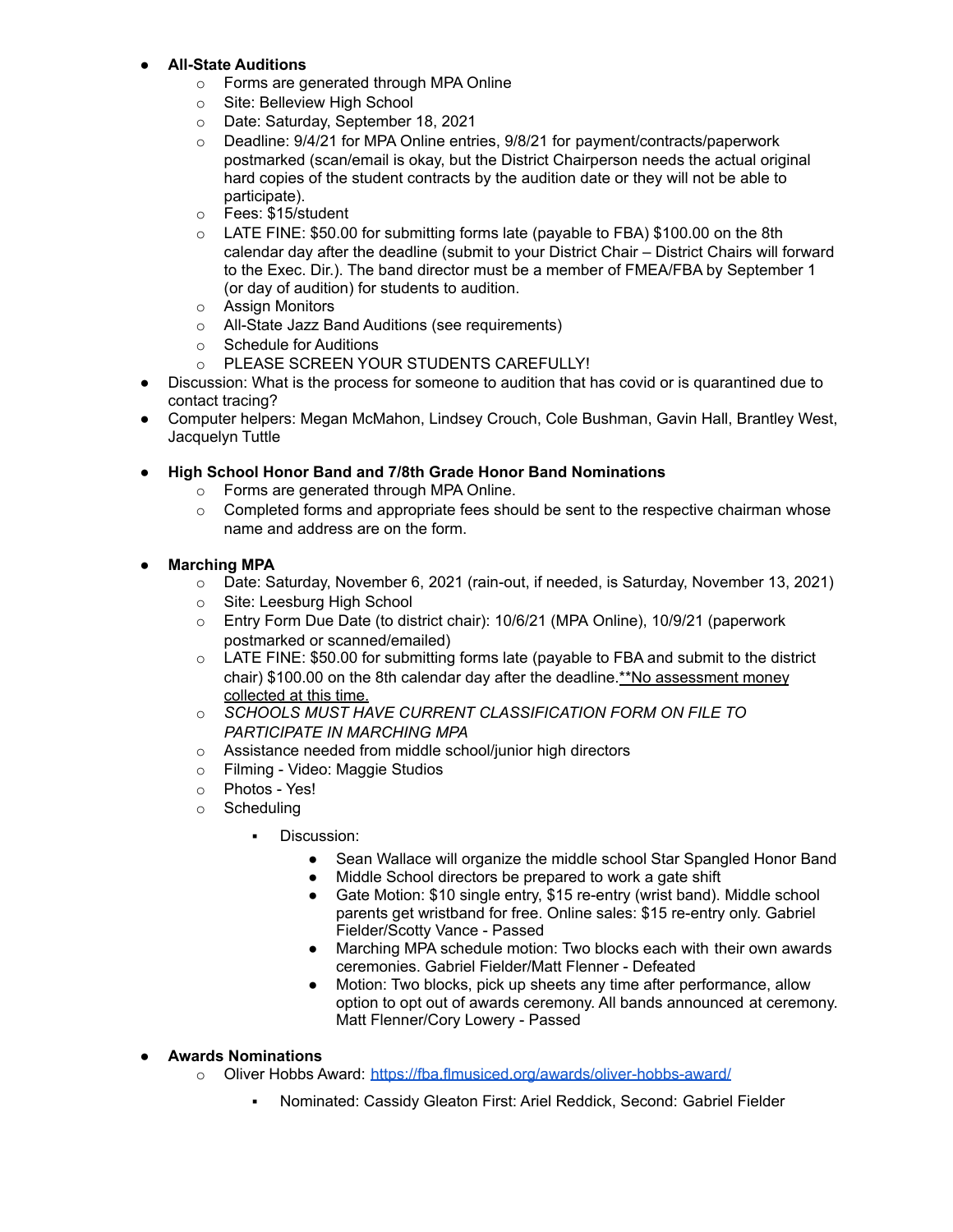- **All-State Auditions**
  - Forms are generated through MPA Online
  - Site: Belleview High School
  - Date: Saturday, September 18, 2021
  - Deadline: 9/4/21 for MPA Online entries, 9/8/21 for payment/contracts/paperwork postmarked (scan/email is okay, but the District Chairperson needs the actual original hard copies of the student contracts by the audition date or they will not be able to participate).
  - Fees: $15/student
  - LATE FINE: $50.00 for submitting forms late (payable to FBA) $100.00 on the 8th calendar day after the deadline (submit to your District Chair – District Chairs will forward to the Exec. Dir.). The band director must be a member of FMEA/FBA by September 1 (or day of audition) for students to audition.
  - Assign Monitors
  - All-State Jazz Band Auditions (see requirements)
  - Schedule for Auditions
  - PLEASE SCREEN YOUR STUDENTS CAREFULLY!
- Discussion: What is the process for someone to audition that has covid or is quarantined due to contact tracing?
- Computer helpers: Megan McMahon, Lindsey Crouch, Cole Bushman, Gavin Hall, Brantley West, Jacquelyn Tuttle

- **High School Honor Band and 7/8th Grade Honor Band Nominations**
  - Forms are generated through MPA Online.
  - Completed forms and appropriate fees should be sent to the respective chairman whose name and address are on the form.

- **Marching MPA**
  - Date: Saturday, November 6, 2021 (rain-out, if needed, is Saturday, November 13, 2021)
  - Site: Leesburg High School
  - Entry Form Due Date (to district chair): 10/6/21 (MPA Online), 10/9/21 (paperwork postmarked or scanned/emailed)
  - LATE FINE: $50.00 for submitting forms late (payable to FBA and submit to the district chair) $100.00 on the 8th calendar day after the deadline.<u>**No assessment money collected at this time.</u>
  - *SCHOOLS MUST HAVE CURRENT CLASSIFICATION FORM ON FILE TO PARTICIPATE IN MARCHING MPA*
  - Assistance needed from middle school/junior high directors
  - Filming - Video: Maggie Studios
  - Photos - Yes!
  - Scheduling
    - Discussion:
      - Sean Wallace will organize the middle school Star Spangled Honor Band
      - Middle School directors be prepared to work a gate shift
      - Gate Motion: $10 single entry, $15 re-entry (wrist band). Middle school parents get wristband for free. Online sales: $15 re-entry only. Gabriel Fielder/Scotty Vance - Passed
      - Marching MPA schedule motion: Two blocks each with their own awards ceremonies. Gabriel Fielder/Matt Flenner - Defeated
      - Motion: Two blocks, pick up sheets any time after performance, allow option to opt out of awards ceremony. All bands announced at ceremony. Matt Flenner/Cory Lowery - Passed

- **Awards Nominations**
  - Oliver Hobbs Award: [https://fba.flmusiced.org/awards/oliver-hobbs-award/](https://fba.flmusiced.org/awards/oliver-hobbs-award/)
    - Nominated: Cassidy Gleaton First: Ariel Reddick, Second: Gabriel Fielder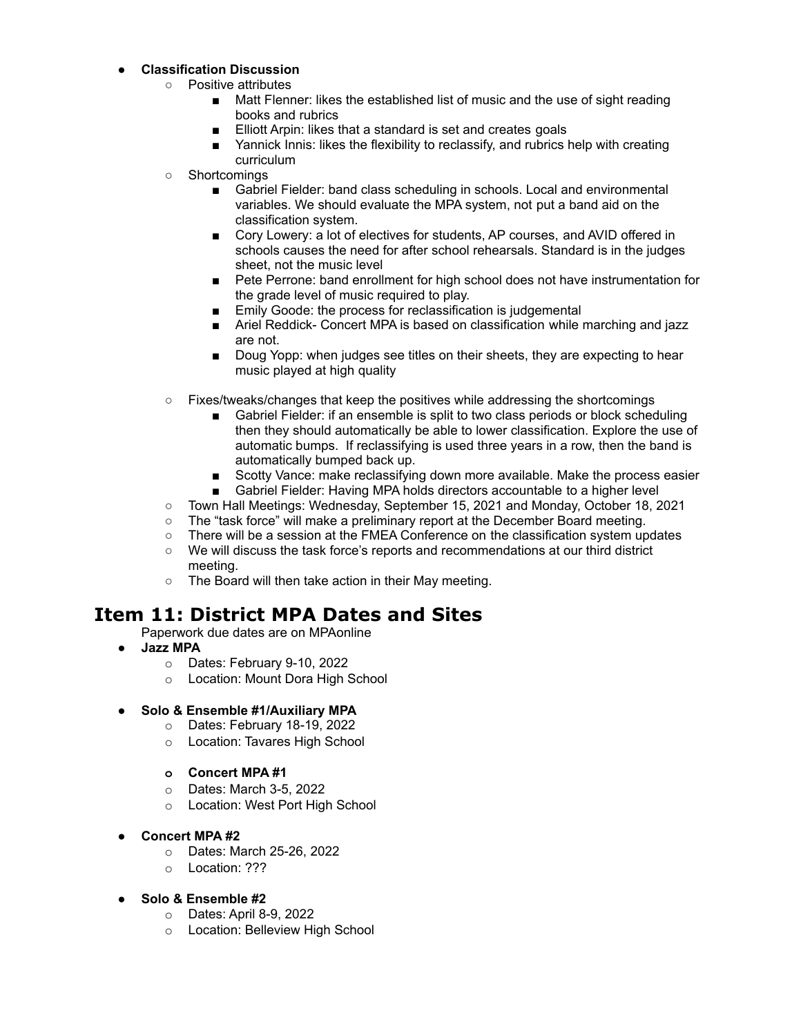- **Classification Discussion**
    - Positive attributes
        - Matt Flenner: likes the established list of music and the use of sight reading books and rubrics
        - Elliott Arpin: likes that a standard is set and creates goals
        - Yannick Innis: likes the flexibility to reclassify, and rubrics help with creating curriculum
    - Shortcomings
        - Gabriel Fielder: band class scheduling in schools. Local and environmental variables. We should evaluate the MPA system, not put a band aid on the classification system.
        - Cory Lowery: a lot of electives for students, AP courses, and AVID offered in schools causes the need for after school rehearsals. Standard is in the judges sheet, not the music level
        - Pete Perrone: band enrollment for high school does not have instrumentation for the grade level of music required to play.
        - Emily Goode: the process for reclassification is judgemental
        - Ariel Reddick- Concert MPA is based on classification while marching and jazz are not.
        - Doug Yopp: when judges see titles on their sheets, they are expecting to hear music played at high quality
    - Fixes/tweaks/changes that keep the positives while addressing the shortcomings
        - Gabriel Fielder: if an ensemble is split to two class periods or block scheduling then they should automatically be able to lower classification. Explore the use of automatic bumps. If reclassifying is used three years in a row, then the band is automatically bumped back up.
        - Scotty Vance: make reclassifying down more available. Make the process easier
        - Gabriel Fielder: Having MPA holds directors accountable to a higher level
    - Town Hall Meetings: Wednesday, September 15, 2021 and Monday, October 18, 2021
    - The "task force" will make a preliminary report at the December Board meeting.
    - There will be a session at the FMEA Conference on the classification system updates
    - We will discuss the task force's reports and recommendations at our third district meeting.
    - The Board will then take action in their May meeting.

# Item 11: District MPA Dates and Sites

Paperwork due dates are on MPAonline

- **Jazz MPA**
    - Dates: February 9-10, 2022
    - Location: Mount Dora High School
- **Solo & Ensemble #1/Auxiliary MPA**
    - Dates: February 18-19, 2022
    - Location: Tavares High School
    - **Concert MPA #1**
    - Dates: March 3-5, 2022
    - Location: West Port High School
- **Concert MPA #2**
    - Dates: March 25-26, 2022
    - Location: ???
- **Solo & Ensemble #2**
    - Dates: April 8-9, 2022
    - Location: Belleview High School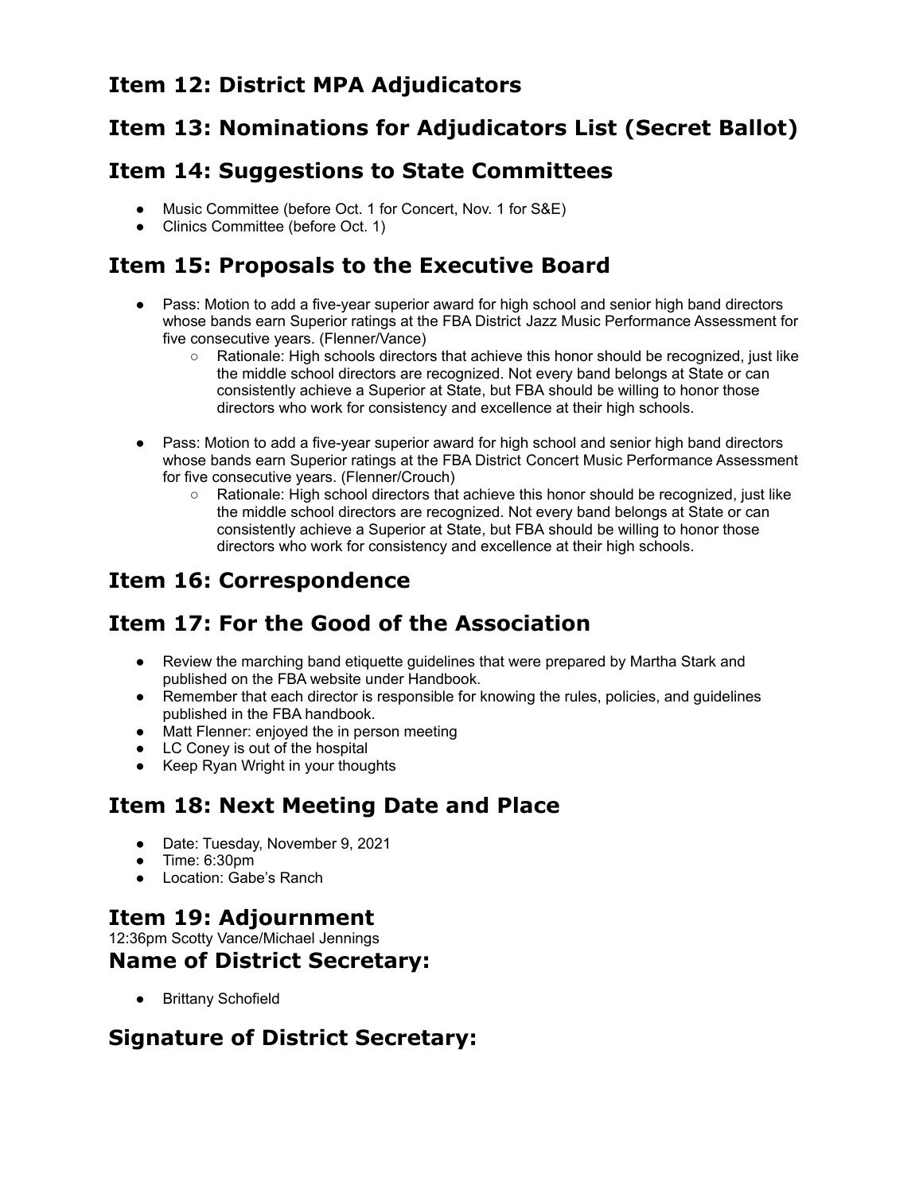## Item 12: District MPA Adjudicators

## Item 13: Nominations for Adjudicators List (Secret Ballot)

## Item 14: Suggestions to State Committees

- Music Committee (before Oct. 1 for Concert, Nov. 1 for S&E)
- Clinics Committee (before Oct. 1)

## Item 15: Proposals to the Executive Board

- Pass: Motion to add a five-year superior award for high school and senior high band directors whose bands earn Superior ratings at the FBA District Jazz Music Performance Assessment for five consecutive years. (Flenner/Vance)
  - Rationale: High schools directors that achieve this honor should be recognized, just like the middle school directors are recognized. Not every band belongs at State or can consistently achieve a Superior at State, but FBA should be willing to honor those directors who work for consistency and excellence at their high schools.

- Pass: Motion to add a five-year superior award for high school and senior high band directors whose bands earn Superior ratings at the FBA District Concert Music Performance Assessment for five consecutive years. (Flenner/Crouch)
  - Rationale: High school directors that achieve this honor should be recognized, just like the middle school directors are recognized. Not every band belongs at State or can consistently achieve a Superior at State, but FBA should be willing to honor those directors who work for consistency and excellence at their high schools.

## Item 16: Correspondence

## Item 17: For the Good of the Association

- Review the marching band etiquette guidelines that were prepared by Martha Stark and published on the FBA website under Handbook.
- Remember that each director is responsible for knowing the rules, policies, and guidelines published in the FBA handbook.
- Matt Flenner: enjoyed the in person meeting
- LC Coney is out of the hospital
- Keep Ryan Wright in your thoughts

## Item 18: Next Meeting Date and Place

- Date: Tuesday, November 9, 2021
- Time: 6:30pm
- Location: Gabe's Ranch

## Item 19: Adjournment

12:36pm Scotty Vance/Michael Jennings

## Name of District Secretary:

- Brittany Schofield

## Signature of District Secretary: